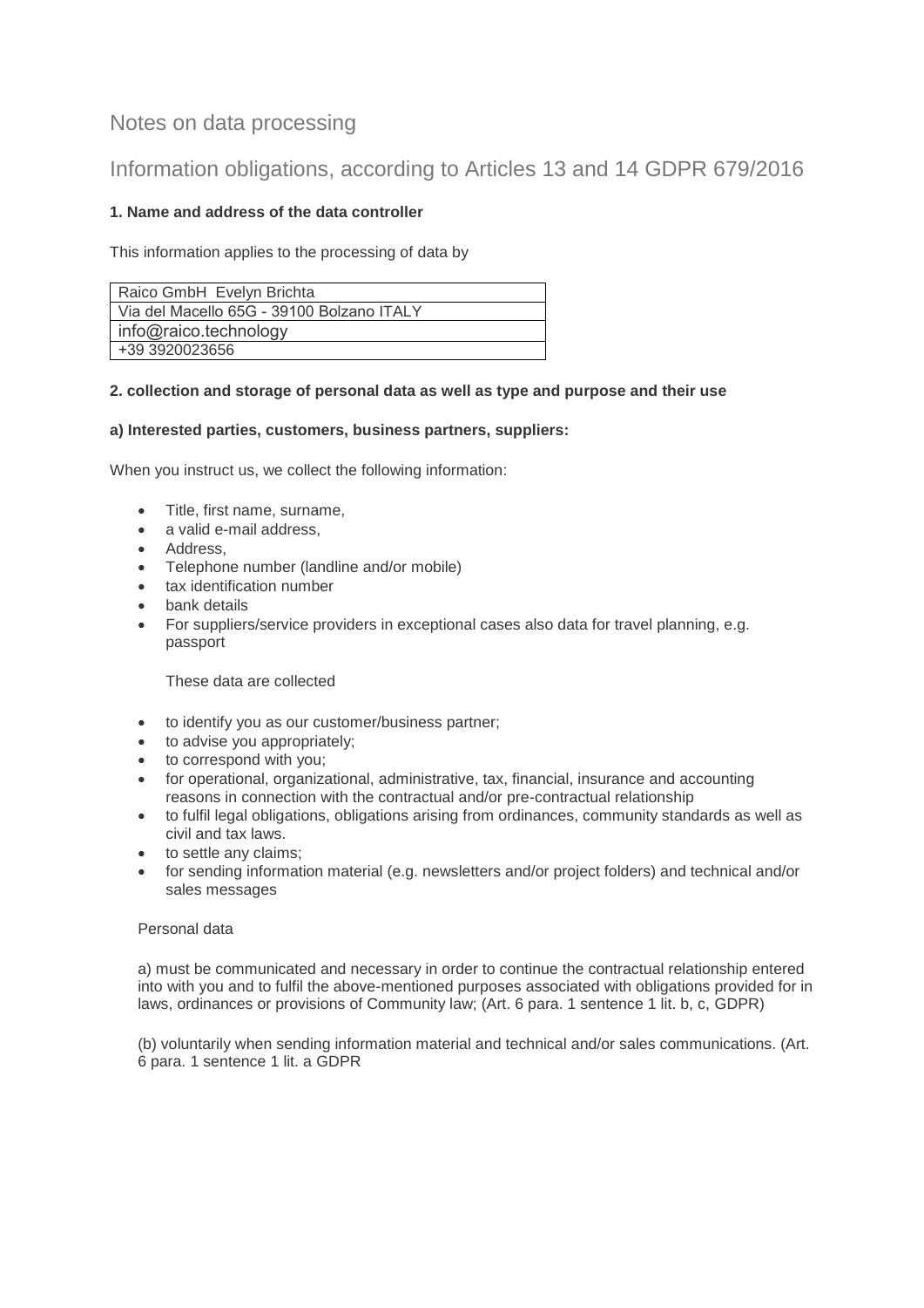# Notes on data processing

## Information obligations, according to Articles 13 and 14 GDPR 679/2016

**1. Name and address of the data controller**

This information applies to the processing of data by

| Raico GmbH Evelyn Brichta |
|---|
| Via del Macello 65G - 39100 Bolzano ITALY |
| info@raico.technology |
| +39 3920023656 |

**2. collection and storage of personal data as well as type and purpose and their use**

**a) Interested parties, customers, business partners, suppliers:**

When you instruct us, we collect the following information:

- Title, first name, surname,
- a valid e-mail address,
- Address,
- Telephone number (landline and/or mobile)
- tax identification number
- bank details
- For suppliers/service providers in exceptional cases also data for travel planning, e.g. passport

These data are collected

- to identify you as our customer/business partner;
- to advise you appropriately;
- to correspond with you;
- for operational, organizational, administrative, tax, financial, insurance and accounting reasons in connection with the contractual and/or pre-contractual relationship
- to fulfil legal obligations, obligations arising from ordinances, community standards as well as civil and tax laws.
- to settle any claims;
- for sending information material (e.g. newsletters and/or project folders) and technical and/or sales messages

Personal data

a) must be communicated and necessary in order to continue the contractual relationship entered into with you and to fulfil the above-mentioned purposes associated with obligations provided for in laws, ordinances or provisions of Community law; (Art. 6 para. 1 sentence 1 lit. b, c, GDPR)

(b) voluntarily when sending information material and technical and/or sales communications. (Art. 6 para. 1 sentence 1 lit. a GDPR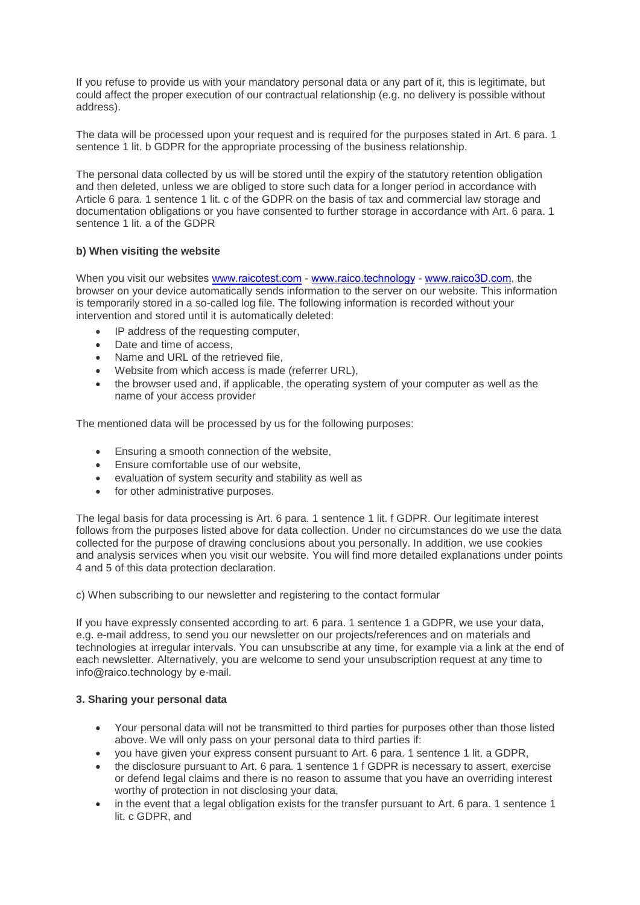If you refuse to provide us with your mandatory personal data or any part of it, this is legitimate, but could affect the proper execution of our contractual relationship (e.g. no delivery is possible without address).

The data will be processed upon your request and is required for the purposes stated in Art. 6 para. 1 sentence 1 lit. b GDPR for the appropriate processing of the business relationship.

The personal data collected by us will be stored until the expiry of the statutory retention obligation and then deleted, unless we are obliged to store such data for a longer period in accordance with Article 6 para. 1 sentence 1 lit. c of the GDPR on the basis of tax and commercial law storage and documentation obligations or you have consented to further storage in accordance with Art. 6 para. 1 sentence 1 lit. a of the GDPR

**b) When visiting the website**

When you visit our websites www.raicotest.com - www.raico.technology - www.raico3D.com, the browser on your device automatically sends information to the server on our website. This information is temporarily stored in a so-called log file. The following information is recorded without your intervention and stored until it is automatically deleted:

- IP address of the requesting computer,
- Date and time of access,
- Name and URL of the retrieved file,
- Website from which access is made (referrer URL),
- the browser used and, if applicable, the operating system of your computer as well as the name of your access provider

The mentioned data will be processed by us for the following purposes:

- Ensuring a smooth connection of the website,
- Ensure comfortable use of our website,
- evaluation of system security and stability as well as
- for other administrative purposes.

The legal basis for data processing is Art. 6 para. 1 sentence 1 lit. f GDPR. Our legitimate interest follows from the purposes listed above for data collection. Under no circumstances do we use the data collected for the purpose of drawing conclusions about you personally. In addition, we use cookies and analysis services when you visit our website. You will find more detailed explanations under points 4 and 5 of this data protection declaration.

c) When subscribing to our newsletter and registering to the contact formular

If you have expressly consented according to art. 6 para. 1 sentence 1 a GDPR, we use your data, e.g. e-mail address, to send you our newsletter on our projects/references and on materials and technologies at irregular intervals. You can unsubscribe at any time, for example via a link at the end of each newsletter. Alternatively, you are welcome to send your unsubscription request at any time to info@raico.technology by e-mail.

**3. Sharing your personal data**

- Your personal data will not be transmitted to third parties for purposes other than those listed above. We will only pass on your personal data to third parties if:
- you have given your express consent pursuant to Art. 6 para. 1 sentence 1 lit. a GDPR,
- the disclosure pursuant to Art. 6 para. 1 sentence 1 f GDPR is necessary to assert, exercise or defend legal claims and there is no reason to assume that you have an overriding interest worthy of protection in not disclosing your data,
- in the event that a legal obligation exists for the transfer pursuant to Art. 6 para. 1 sentence 1 lit. c GDPR, and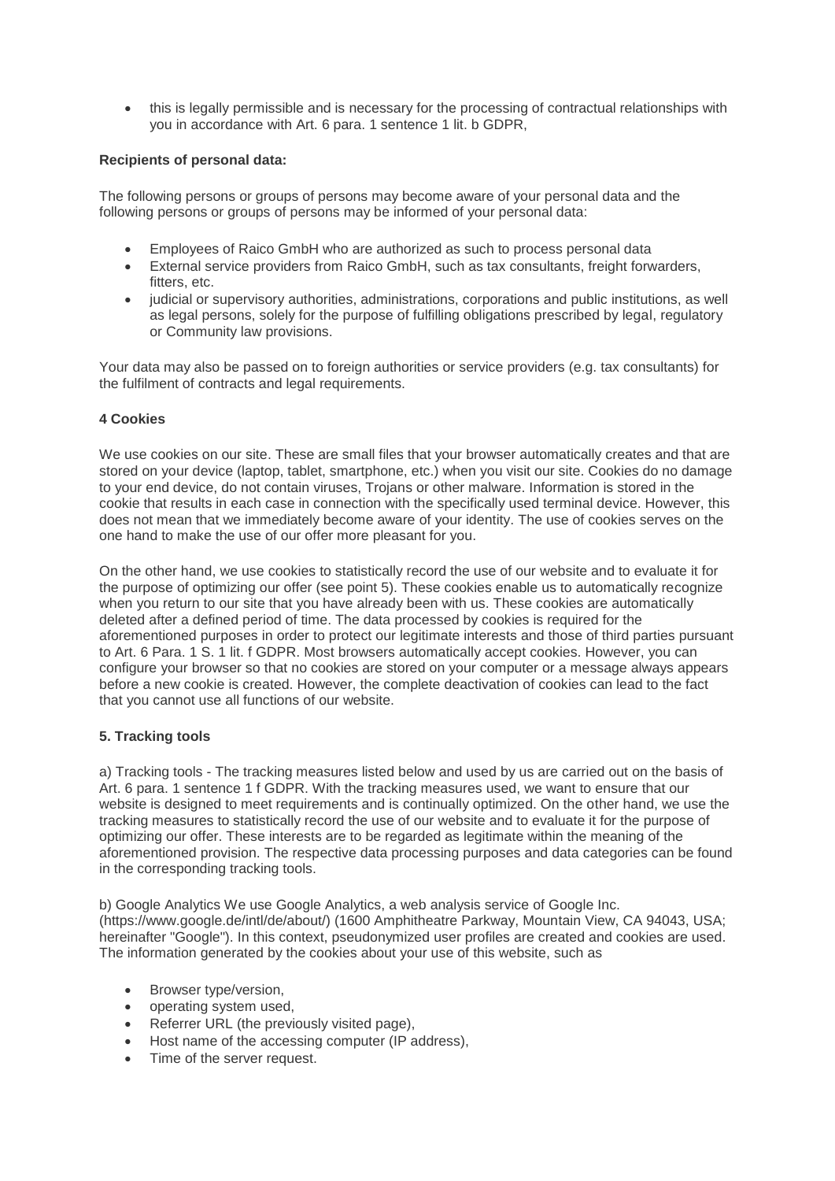- this is legally permissible and is necessary for the processing of contractual relationships with you in accordance with Art. 6 para. 1 sentence 1 lit. b GDPR,

**Recipients of personal data:**

The following persons or groups of persons may become aware of your personal data and the following persons or groups of persons may be informed of your personal data:

- Employees of Raico GmbH who are authorized as such to process personal data
- External service providers from Raico GmbH, such as tax consultants, freight forwarders, fitters, etc.
- judicial or supervisory authorities, administrations, corporations and public institutions, as well as legal persons, solely for the purpose of fulfilling obligations prescribed by legal, regulatory or Community law provisions.

Your data may also be passed on to foreign authorities or service providers (e.g. tax consultants) for the fulfilment of contracts and legal requirements.

### 4 Cookies

We use cookies on our site. These are small files that your browser automatically creates and that are stored on your device (laptop, tablet, smartphone, etc.) when you visit our site. Cookies do no damage to your end device, do not contain viruses, Trojans or other malware. Information is stored in the cookie that results in each case in connection with the specifically used terminal device. However, this does not mean that we immediately become aware of your identity. The use of cookies serves on the one hand to make the use of our offer more pleasant for you.

On the other hand, we use cookies to statistically record the use of our website and to evaluate it for the purpose of optimizing our offer (see point 5). These cookies enable us to automatically recognize when you return to our site that you have already been with us. These cookies are automatically deleted after a defined period of time. The data processed by cookies is required for the aforementioned purposes in order to protect our legitimate interests and those of third parties pursuant to Art. 6 Para. 1 S. 1 lit. f GDPR. Most browsers automatically accept cookies. However, you can configure your browser so that no cookies are stored on your computer or a message always appears before a new cookie is created. However, the complete deactivation of cookies can lead to the fact that you cannot use all functions of our website.

### 5. Tracking tools

a) Tracking tools - The tracking measures listed below and used by us are carried out on the basis of Art. 6 para. 1 sentence 1 f GDPR. With the tracking measures used, we want to ensure that our website is designed to meet requirements and is continually optimized. On the other hand, we use the tracking measures to statistically record the use of our website and to evaluate it for the purpose of optimizing our offer. These interests are to be regarded as legitimate within the meaning of the aforementioned provision. The respective data processing purposes and data categories can be found in the corresponding tracking tools.

b) Google Analytics We use Google Analytics, a web analysis service of Google Inc. (https://www.google.de/intl/de/about/) (1600 Amphitheatre Parkway, Mountain View, CA 94043, USA; hereinafter "Google"). In this context, pseudonymized user profiles are created and cookies are used. The information generated by the cookies about your use of this website, such as

- Browser type/version,
- operating system used,
- Referrer URL (the previously visited page),
- Host name of the accessing computer (IP address),
- Time of the server request.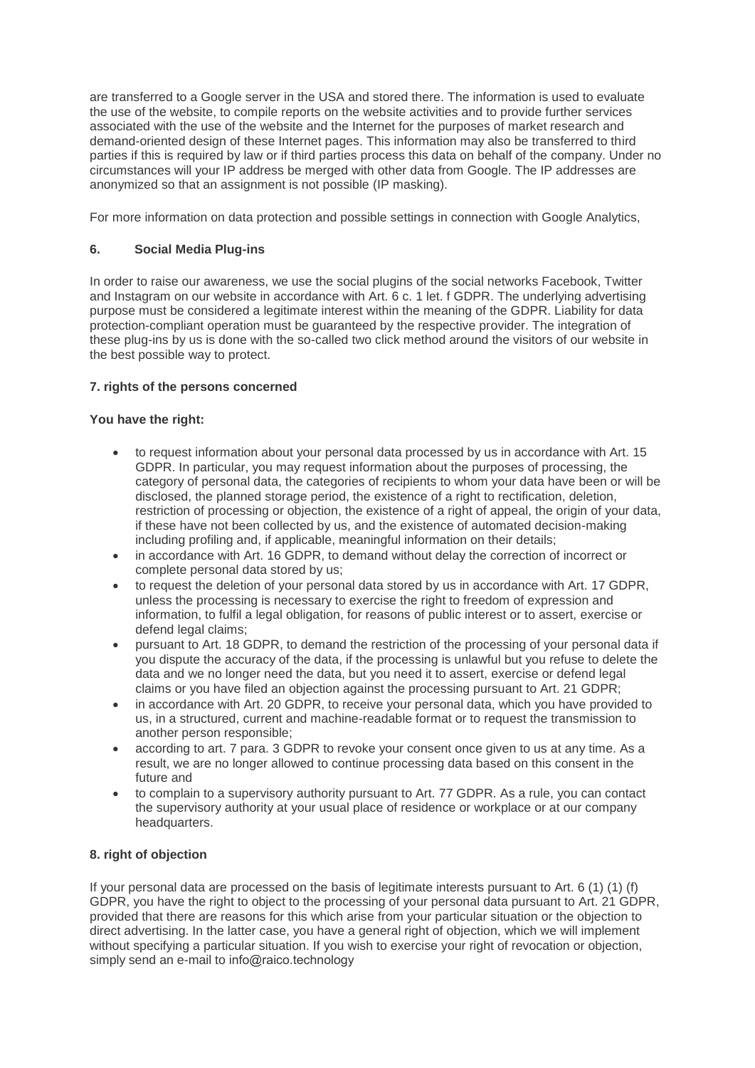are transferred to a Google server in the USA and stored there. The information is used to evaluate the use of the website, to compile reports on the website activities and to provide further services associated with the use of the website and the Internet for the purposes of market research and demand-oriented design of these Internet pages. This information may also be transferred to third parties if this is required by law or if third parties process this data on behalf of the company. Under no circumstances will your IP address be merged with other data from Google. The IP addresses are anonymized so that an assignment is not possible (IP masking).

For more information on data protection and possible settings in connection with Google Analytics,

### 6. Social Media Plug-ins

In order to raise our awareness, we use the social plugins of the social networks Facebook, Twitter and Instagram on our website in accordance with Art. 6 c. 1 let. f GDPR. The underlying advertising purpose must be considered a legitimate interest within the meaning of the GDPR. Liability for data protection-compliant operation must be guaranteed by the respective provider. The integration of these plug-ins by us is done with the so-called two click method around the visitors of our website in the best possible way to protect.

### 7. rights of the persons concerned

**You have the right:**

- to request information about your personal data processed by us in accordance with Art. 15 GDPR. In particular, you may request information about the purposes of processing, the category of personal data, the categories of recipients to whom your data have been or will be disclosed, the planned storage period, the existence of a right to rectification, deletion, restriction of processing or objection, the existence of a right of appeal, the origin of your data, if these have not been collected by us, and the existence of automated decision-making including profiling and, if applicable, meaningful information on their details;
- in accordance with Art. 16 GDPR, to demand without delay the correction of incorrect or complete personal data stored by us;
- to request the deletion of your personal data stored by us in accordance with Art. 17 GDPR, unless the processing is necessary to exercise the right to freedom of expression and information, to fulfil a legal obligation, for reasons of public interest or to assert, exercise or defend legal claims;
- pursuant to Art. 18 GDPR, to demand the restriction of the processing of your personal data if you dispute the accuracy of the data, if the processing is unlawful but you refuse to delete the data and we no longer need the data, but you need it to assert, exercise or defend legal claims or you have filed an objection against the processing pursuant to Art. 21 GDPR;
- in accordance with Art. 20 GDPR, to receive your personal data, which you have provided to us, in a structured, current and machine-readable format or to request the transmission to another person responsible;
- according to art. 7 para. 3 GDPR to revoke your consent once given to us at any time. As a result, we are no longer allowed to continue processing data based on this consent in the future and
- to complain to a supervisory authority pursuant to Art. 77 GDPR. As a rule, you can contact the supervisory authority at your usual place of residence or workplace or at our company headquarters.

### 8. right of objection

If your personal data are processed on the basis of legitimate interests pursuant to Art. 6 (1) (1) (f) GDPR, you have the right to object to the processing of your personal data pursuant to Art. 21 GDPR, provided that there are reasons for this which arise from your particular situation or the objection to direct advertising. In the latter case, you have a general right of objection, which we will implement without specifying a particular situation. If you wish to exercise your right of revocation or objection, simply send an e-mail to info@raico.technology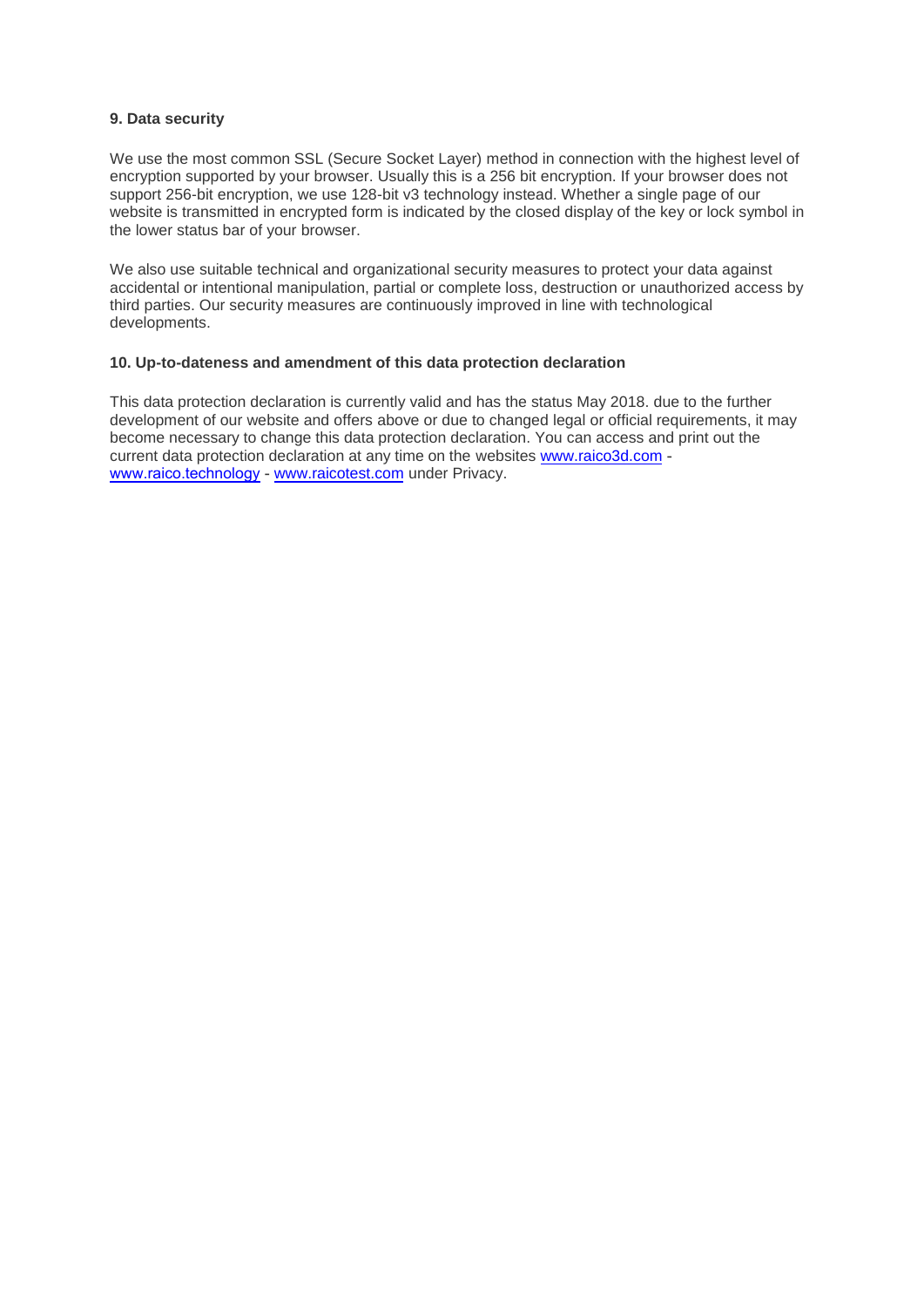**9. Data security**

We use the most common SSL (Secure Socket Layer) method in connection with the highest level of encryption supported by your browser. Usually this is a 256 bit encryption. If your browser does not support 256-bit encryption, we use 128-bit v3 technology instead. Whether a single page of our website is transmitted in encrypted form is indicated by the closed display of the key or lock symbol in the lower status bar of your browser.

We also use suitable technical and organizational security measures to protect your data against accidental or intentional manipulation, partial or complete loss, destruction or unauthorized access by third parties. Our security measures are continuously improved in line with technological developments.

**10. Up-to-dateness and amendment of this data protection declaration**

This data protection declaration is currently valid and has the status May 2018. due to the further development of our website and offers above or due to changed legal or official requirements, it may become necessary to change this data protection declaration. You can access and print out the current data protection declaration at any time on the websites www.raico3d.com - www.raico.technology - www.raicotest.com under Privacy.